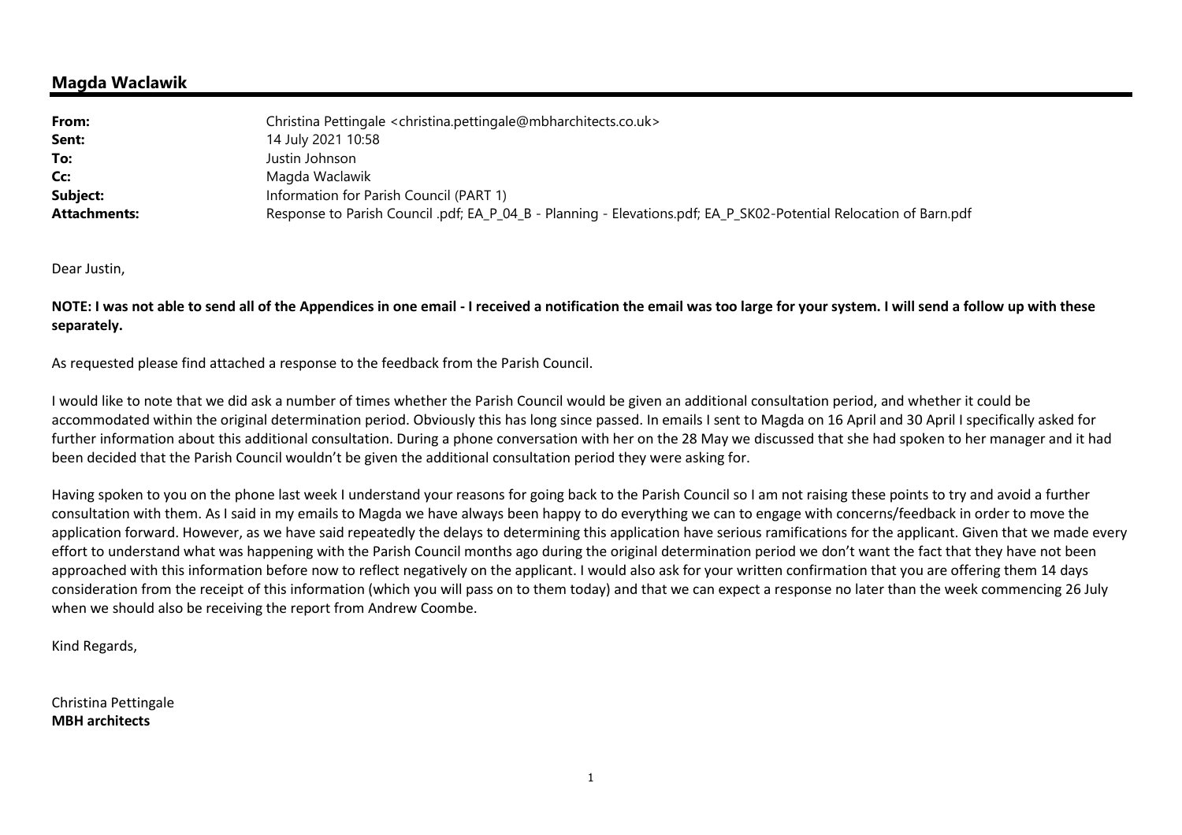## Magda Waclawik

| | |
|---|---|
| **From:** | Christina Pettingale <christina.pettingale@mbharchitects.co.uk> |
| **Sent:** | 14 July 2021 10:58 |
| **To:** | Justin Johnson |
| **Cc:** | Magda Waclawik |
| **Subject:** | Information for Parish Council (PART 1) |
| **Attachments:** | Response to Parish Council .pdf; EA_P_04_B - Planning - Elevations.pdf; EA_P_SK02-Potential Relocation of Barn.pdf |

Dear Justin,

**NOTE: I was not able to send all of the Appendices in one email - I received a notification the email was too large for your system. I will send a follow up with these separately.**

As requested please find attached a response to the feedback from the Parish Council.

I would like to note that we did ask a number of times whether the Parish Council would be given an additional consultation period, and whether it could be accommodated within the original determination period. Obviously this has long since passed. In emails I sent to Magda on 16 April and 30 April I specifically asked for further information about this additional consultation. During a phone conversation with her on the 28 May we discussed that she had spoken to her manager and it had been decided that the Parish Council wouldn't be given the additional consultation period they were asking for.

Having spoken to you on the phone last week I understand your reasons for going back to the Parish Council so I am not raising these points to try and avoid a further consultation with them. As I said in my emails to Magda we have always been happy to do everything we can to engage with concerns/feedback in order to move the application forward. However, as we have said repeatedly the delays to determining this application have serious ramifications for the applicant. Given that we made every effort to understand what was happening with the Parish Council months ago during the original determination period we don't want the fact that they have not been approached with this information before now to reflect negatively on the applicant. I would also ask for your written confirmation that you are offering them 14 days consideration from the receipt of this information (which you will pass on to them today) and that we can expect a response no later than the week commencing 26 July when we should also be receiving the report from Andrew Coombe.

Kind Regards,

Christina Pettingale
**MBH architects**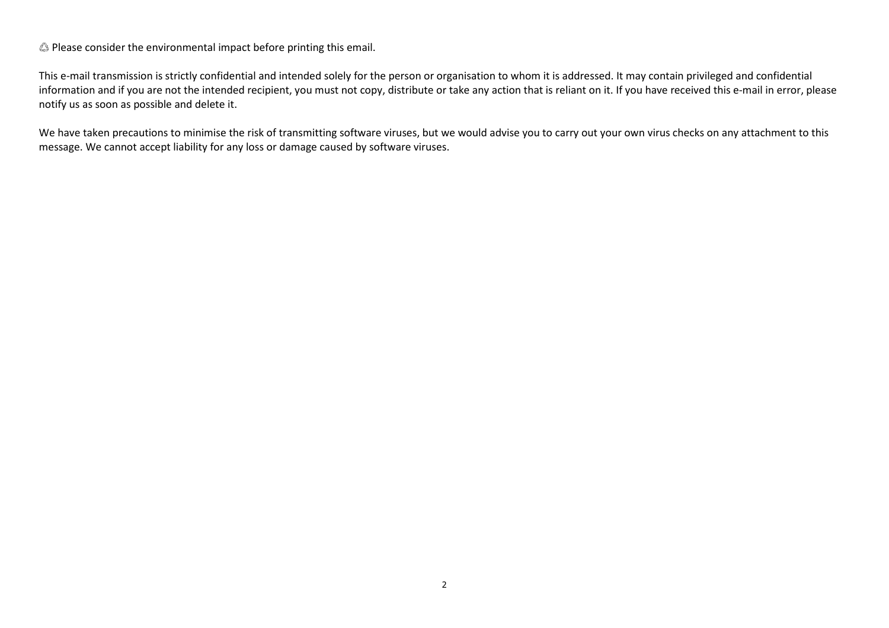♲ Please consider the environmental impact before printing this email.

This e-mail transmission is strictly confidential and intended solely for the person or organisation to whom it is addressed. It may contain privileged and confidential information and if you are not the intended recipient, you must not copy, distribute or take any action that is reliant on it. If you have received this e-mail in error, please notify us as soon as possible and delete it.

We have taken precautions to minimise the risk of transmitting software viruses, but we would advise you to carry out your own virus checks on any attachment to this message. We cannot accept liability for any loss or damage caused by software viruses.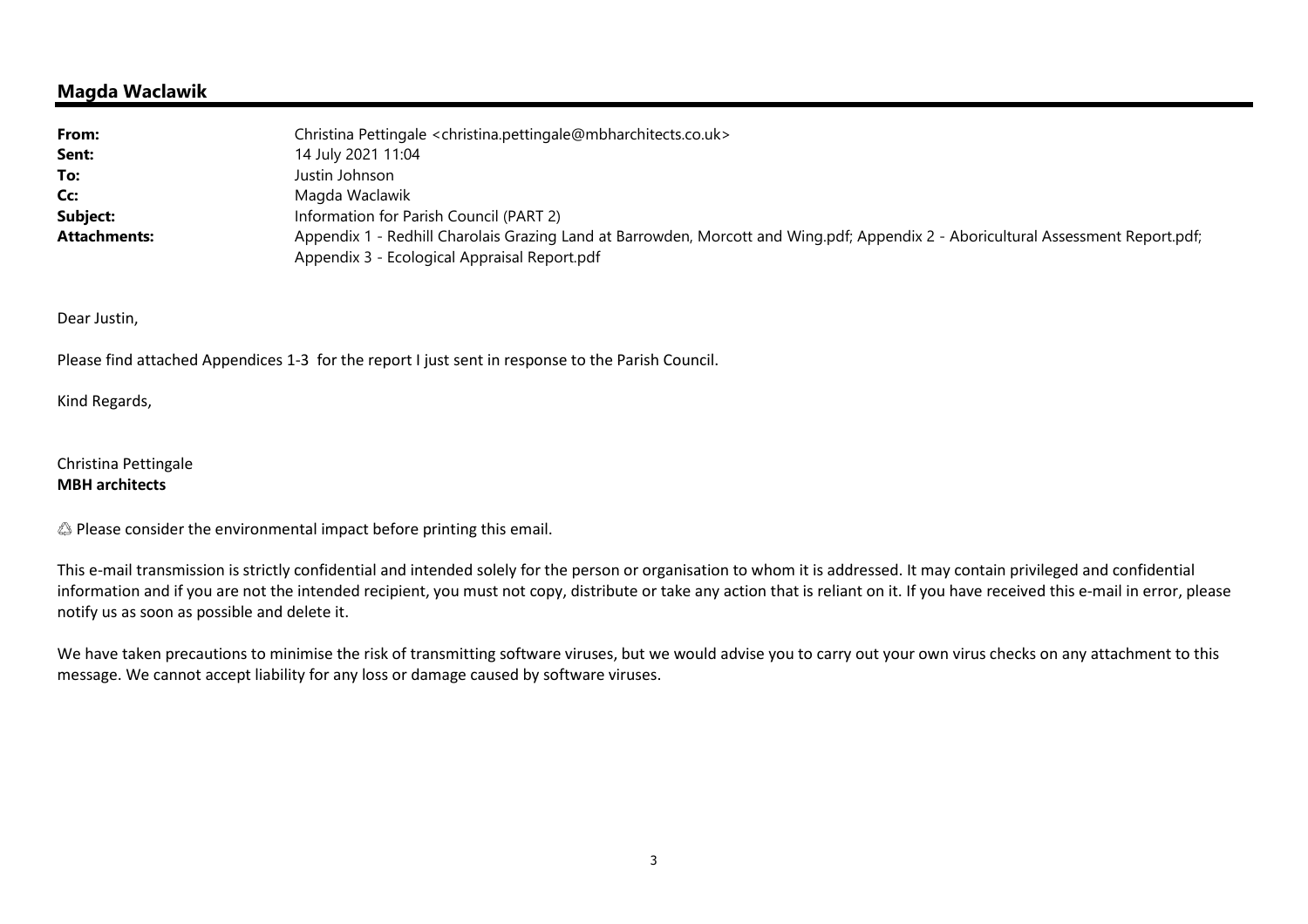## Magda Waclawik

| | |
|---|---|
| **From:** | Christina Pettingale <christina.pettingale@mbharchitects.co.uk> |
| **Sent:** | 14 July 2021 11:04 |
| **To:** | Justin Johnson |
| **Cc:** | Magda Waclawik |
| **Subject:** | Information for Parish Council (PART 2) |
| **Attachments:** | Appendix 1 - Redhill Charolais Grazing Land at Barrowden, Morcott and Wing.pdf; Appendix 2 - Aboricultural Assessment Report.pdf; Appendix 3 - Ecological Appraisal Report.pdf |

Dear Justin,

Please find attached Appendices 1-3 for the report I just sent in response to the Parish Council.

Kind Regards,

Christina Pettingale
**MBH architects**

♲ Please consider the environmental impact before printing this email.

This e-mail transmission is strictly confidential and intended solely for the person or organisation to whom it is addressed. It may contain privileged and confidential information and if you are not the intended recipient, you must not copy, distribute or take any action that is reliant on it. If you have received this e-mail in error, please notify us as soon as possible and delete it.

We have taken precautions to minimise the risk of transmitting software viruses, but we would advise you to carry out your own virus checks on any attachment to this message. We cannot accept liability for any loss or damage caused by software viruses.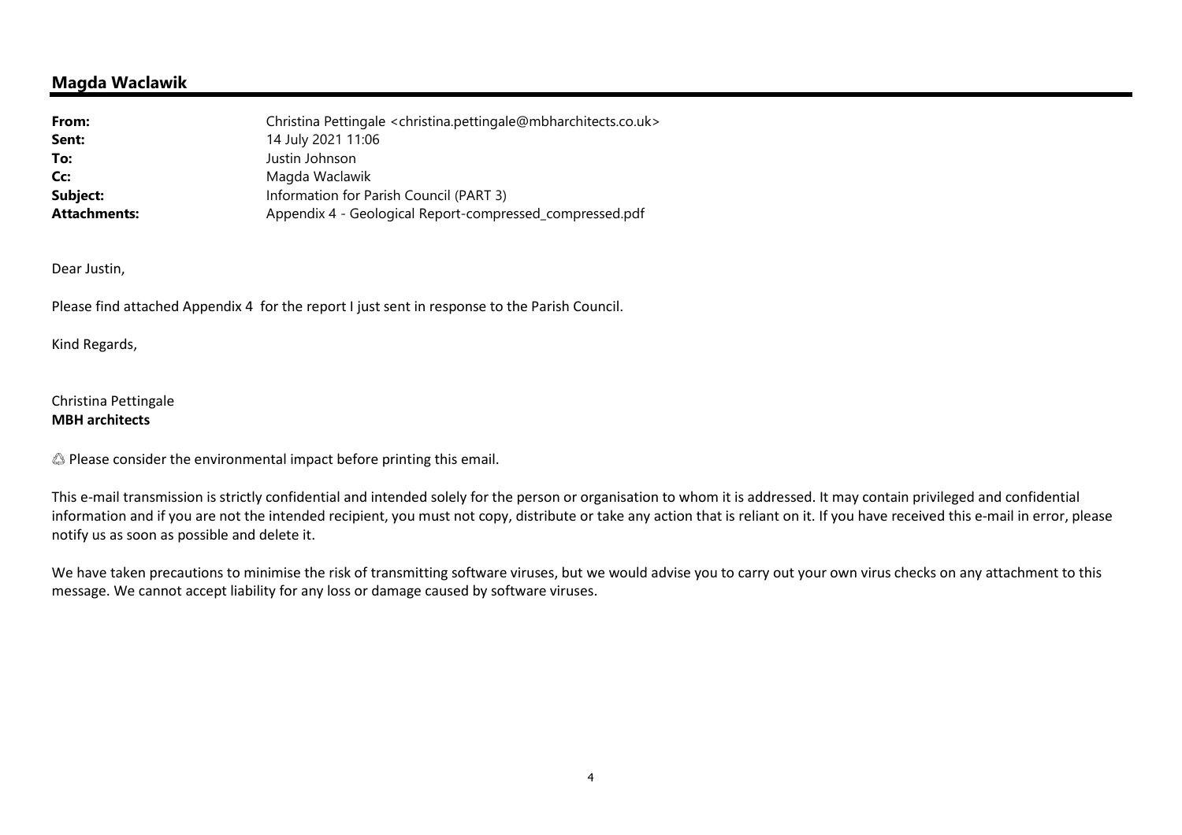## Magda Waclawik

| | |
|---|---|
| **From:** | Christina Pettingale <christina.pettingale@mbharchitects.co.uk> |
| **Sent:** | 14 July 2021 11:06 |
| **To:** | Justin Johnson |
| **Cc:** | Magda Waclawik |
| **Subject:** | Information for Parish Council (PART 3) |
| **Attachments:** | Appendix 4 - Geological Report-compressed_compressed.pdf |

Dear Justin,

Please find attached Appendix 4 for the report I just sent in response to the Parish Council.

Kind Regards,

Christina Pettingale
**MBH architects**

♲ Please consider the environmental impact before printing this email.

This e-mail transmission is strictly confidential and intended solely for the person or organisation to whom it is addressed. It may contain privileged and confidential information and if you are not the intended recipient, you must not copy, distribute or take any action that is reliant on it. If you have received this e-mail in error, please notify us as soon as possible and delete it.

We have taken precautions to minimise the risk of transmitting software viruses, but we would advise you to carry out your own virus checks on any attachment to this message. We cannot accept liability for any loss or damage caused by software viruses.